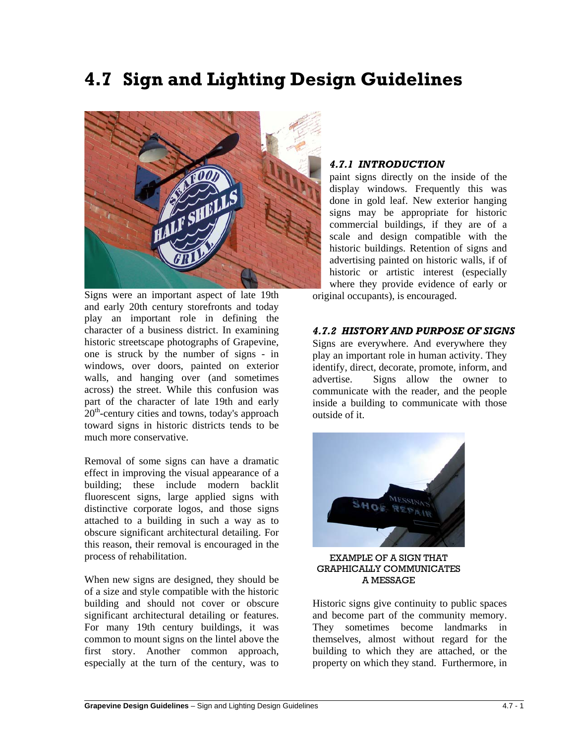# 4.7 Sign and Lighting Design Guidelines

### *4.7.1 INTRODUCTION*

Signs were an important aspect of late 19th and early 20th century storefronts and today play an important role in defining the character of a business district. In examining historic streetscape photographs of Grapevine, one is struck by the number of signs - in windows, over doors, painted on exterior walls, and hanging over (and sometimes across) the street. While this confusion was part of the character of late 19th and early 20th-century cities and towns, today's approach toward signs in historic districts tends to be much more conservative.

Removal of some signs can have a dramatic effect in improving the visual appearance of a building; these include modern backlit fluorescent signs, large applied signs with distinctive corporate logos, and those signs attached to a building in such a way as to obscure significant architectural detailing. For this reason, their removal is encouraged in the process of rehabilitation.

When new signs are designed, they should be of a size and style compatible with the historic building and should not cover or obscure significant architectural detailing or features. For many 19th century buildings, it was common to mount signs on the lintel above the first story. Another common approach, especially at the turn of the century, was to paint signs directly on the inside of the display windows. Frequently this was done in gold leaf. New exterior hanging signs may be appropriate for historic commercial buildings, if they are of a scale and design compatible with the historic buildings. Retention of signs and advertising painted on historic walls, if of historic or artistic interest (especially where they provide evidence of early or original occupants), is encouraged.

### *4.7.2 HISTORY AND PURPOSE OF SIGNS*

Signs are everywhere. And everywhere they play an important role in human activity. They identify, direct, decorate, promote, inform, and advertise. Signs allow the owner to communicate with the reader, and the people inside a building to communicate with those outside of it.

EXAMPLE OF A SIGN THAT GRAPHICALLY COMMUNICATES A MESSAGE

Historic signs give continuity to public spaces and become part of the community memory. They sometimes become landmarks in themselves, almost without regard for the building to which they are attached, or the property on which they stand. Furthermore, in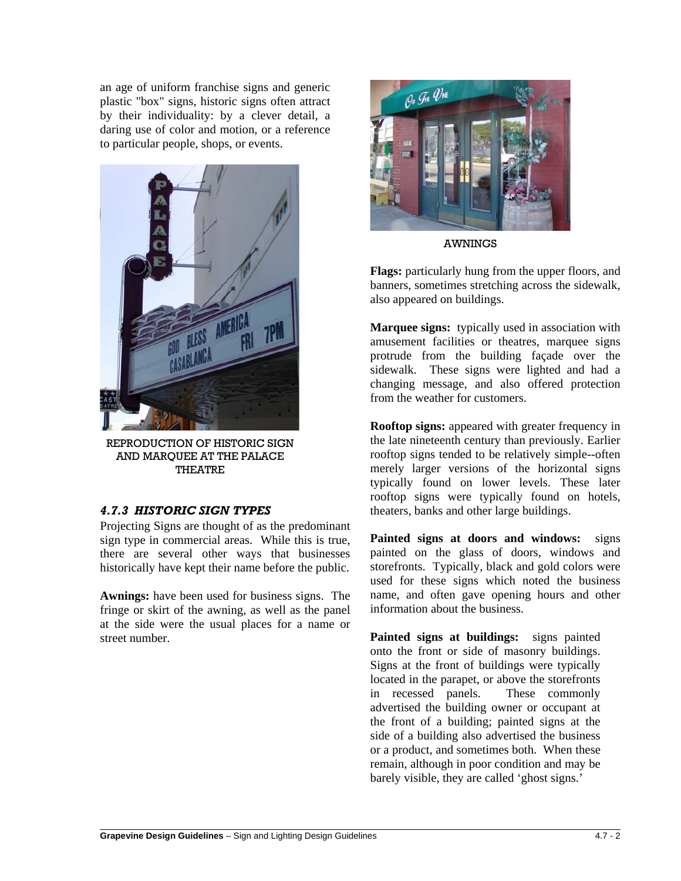an age of uniform franchise signs and generic plastic "box" signs, historic signs often attract by their individuality: by a clever detail, a daring use of color and motion, or a reference to particular people, shops, or events.

REPRODUCTION OF HISTORIC SIGN AND MARQUEE AT THE PALACE THEATRE

### *4.7.3 HISTORIC SIGN TYPES*

Projecting Signs are thought of as the predominant sign type in commercial areas. While this is true, there are several other ways that businesses historically have kept their name before the public.

**Awnings:** have been used for business signs. The fringe or skirt of the awning, as well as the panel at the side were the usual places for a name or street number.

AWNINGS

**Flags:** particularly hung from the upper floors, and banners, sometimes stretching across the sidewalk, also appeared on buildings.

**Marquee signs:** typically used in association with amusement facilities or theatres, marquee signs protrude from the building façade over the sidewalk. These signs were lighted and had a changing message, and also offered protection from the weather for customers.

**Rooftop signs:** appeared with greater frequency in the late nineteenth century than previously. Earlier rooftop signs tended to be relatively simple--often merely larger versions of the horizontal signs typically found on lower levels. These later rooftop signs were typically found on hotels, theaters, banks and other large buildings.

**Painted signs at doors and windows:** signs painted on the glass of doors, windows and storefronts. Typically, black and gold colors were used for these signs which noted the business name, and often gave opening hours and other information about the business.

**Painted signs at buildings:** signs painted onto the front or side of masonry buildings. Signs at the front of buildings were typically located in the parapet, or above the storefronts in recessed panels. These commonly advertised the building owner or occupant at the front of a building; painted signs at the side of a building also advertised the business or a product, and sometimes both. When these remain, although in poor condition and may be barely visible, they are called 'ghost signs.'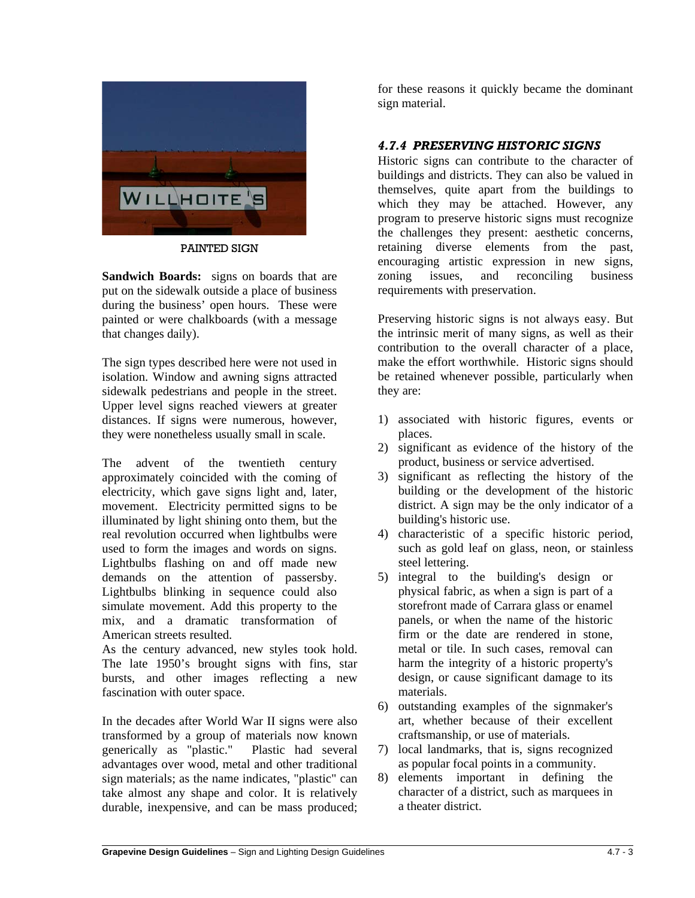PAINTED SIGN

**Sandwich Boards:** signs on boards that are put on the sidewalk outside a place of business during the business' open hours. These were painted or were chalkboards (with a message that changes daily).

The sign types described here were not used in isolation. Window and awning signs attracted sidewalk pedestrians and people in the street. Upper level signs reached viewers at greater distances. If signs were numerous, however, they were nonetheless usually small in scale.

The advent of the twentieth century approximately coincided with the coming of electricity, which gave signs light and, later, movement. Electricity permitted signs to be illuminated by light shining onto them, but the real revolution occurred when lightbulbs were used to form the images and words on signs. Lightbulbs flashing on and off made new demands on the attention of passersby. Lightbulbs blinking in sequence could also simulate movement. Add this property to the mix, and a dramatic transformation of American streets resulted.

As the century advanced, new styles took hold. The late 1950's brought signs with fins, star bursts, and other images reflecting a new fascination with outer space.

In the decades after World War II signs were also transformed by a group of materials now known generically as "plastic." Plastic had several advantages over wood, metal and other traditional sign materials; as the name indicates, "plastic" can take almost any shape and color. It is relatively durable, inexpensive, and can be mass produced; for these reasons it quickly became the dominant sign material.

### *4.7.4 PRESERVING HISTORIC SIGNS*

Historic signs can contribute to the character of buildings and districts. They can also be valued in themselves, quite apart from the buildings to which they may be attached. However, any program to preserve historic signs must recognize the challenges they present: aesthetic concerns, retaining diverse elements from the past, encouraging artistic expression in new signs, zoning issues, and reconciling business requirements with preservation.

Preserving historic signs is not always easy. But the intrinsic merit of many signs, as well as their contribution to the overall character of a place, make the effort worthwhile. Historic signs should be retained whenever possible, particularly when they are:

1) associated with historic figures, events or places.
2) significant as evidence of the history of the product, business or service advertised.
3) significant as reflecting the history of the building or the development of the historic district. A sign may be the only indicator of a building's historic use.
4) characteristic of a specific historic period, such as gold leaf on glass, neon, or stainless steel lettering.
5) integral to the building's design or physical fabric, as when a sign is part of a storefront made of Carrara glass or enamel panels, or when the name of the historic firm or the date are rendered in stone, metal or tile. In such cases, removal can harm the integrity of a historic property's design, or cause significant damage to its materials.
6) outstanding examples of the signmaker's art, whether because of their excellent craftsmanship, or use of materials.
7) local landmarks, that is, signs recognized as popular focal points in a community.
8) elements important in defining the character of a district, such as marquees in a theater district.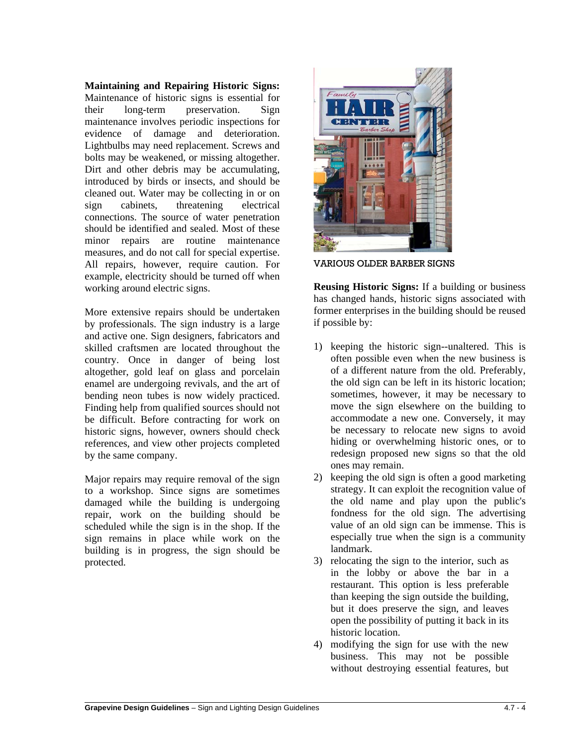**Maintaining and Repairing Historic Signs:** Maintenance of historic signs is essential for their long-term preservation. Sign maintenance involves periodic inspections for evidence of damage and deterioration. Lightbulbs may need replacement. Screws and bolts may be weakened, or missing altogether. Dirt and other debris may be accumulating, introduced by birds or insects, and should be cleaned out. Water may be collecting in or on sign cabinets, threatening electrical connections. The source of water penetration should be identified and sealed. Most of these minor repairs are routine maintenance measures, and do not call for special expertise. All repairs, however, require caution. For example, electricity should be turned off when working around electric signs.

More extensive repairs should be undertaken by professionals. The sign industry is a large and active one. Sign designers, fabricators and skilled craftsmen are located throughout the country. Once in danger of being lost altogether, gold leaf on glass and porcelain enamel are undergoing revivals, and the art of bending neon tubes is now widely practiced. Finding help from qualified sources should not be difficult. Before contracting for work on historic signs, however, owners should check references, and view other projects completed by the same company.

Major repairs may require removal of the sign to a workshop. Since signs are sometimes damaged while the building is undergoing repair, work on the building should be scheduled while the sign is in the shop. If the sign remains in place while work on the building is in progress, the sign should be protected.

VARIOUS OLDER BARBER SIGNS

**Reusing Historic Signs:** If a building or business has changed hands, historic signs associated with former enterprises in the building should be reused if possible by:

1) keeping the historic sign--unaltered. This is often possible even when the new business is of a different nature from the old. Preferably, the old sign can be left in its historic location; sometimes, however, it may be necessary to move the sign elsewhere on the building to accommodate a new one. Conversely, it may be necessary to relocate new signs to avoid hiding or overwhelming historic ones, or to redesign proposed new signs so that the old ones may remain.
2) keeping the old sign is often a good marketing strategy. It can exploit the recognition value of the old name and play upon the public's fondness for the old sign. The advertising value of an old sign can be immense. This is especially true when the sign is a community landmark.
3) relocating the sign to the interior, such as in the lobby or above the bar in a restaurant. This option is less preferable than keeping the sign outside the building, but it does preserve the sign, and leaves open the possibility of putting it back in its historic location.
4) modifying the sign for use with the new business. This may not be possible without destroying essential features, but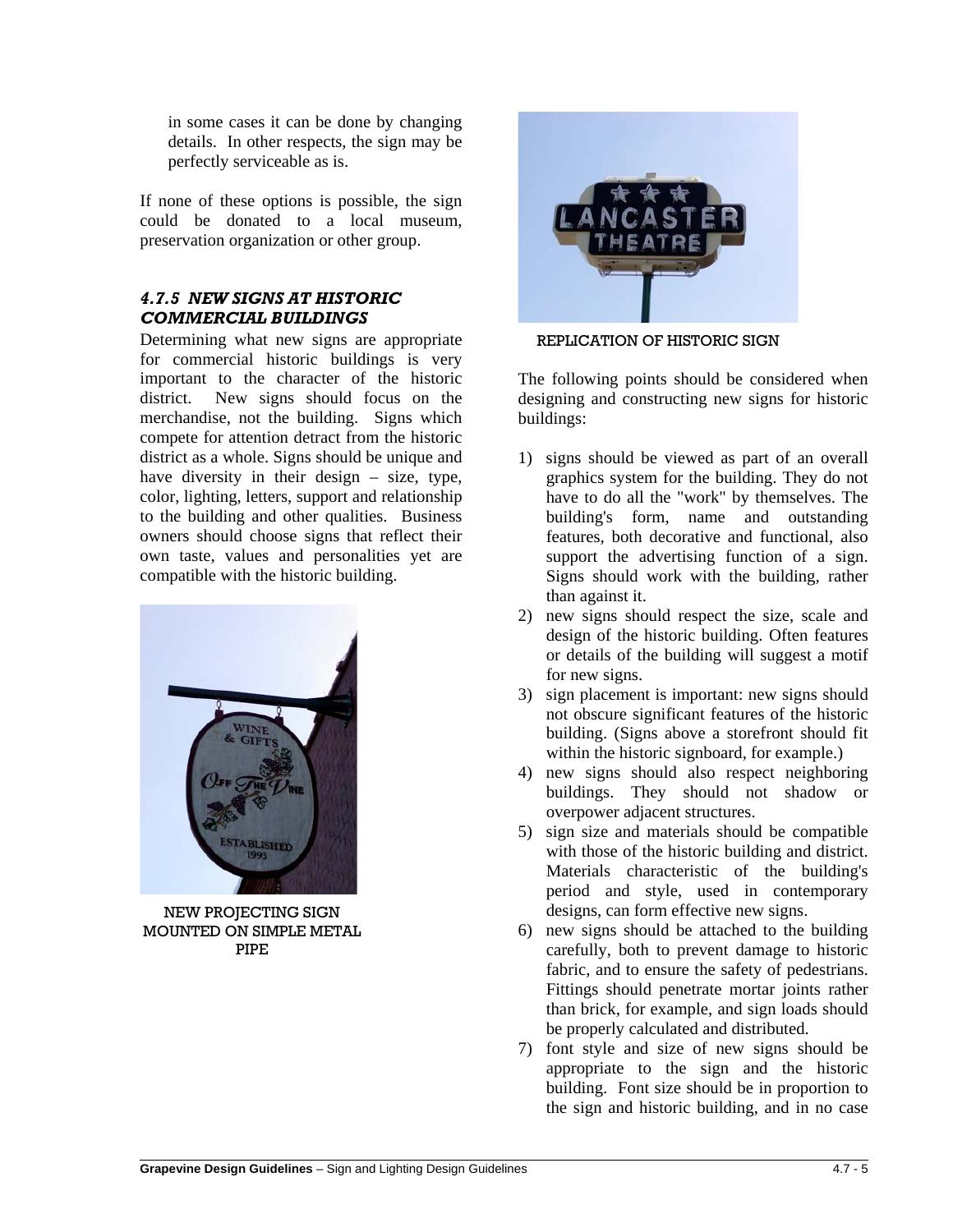in some cases it can be done by changing details. In other respects, the sign may be perfectly serviceable as is.

If none of these options is possible, the sign could be donated to a local museum, preservation organization or other group.

### *4.7.5 NEW SIGNS AT HISTORIC COMMERCIAL BUILDINGS*

Determining what new signs are appropriate for commercial historic buildings is very important to the character of the historic district. New signs should focus on the merchandise, not the building. Signs which compete for attention detract from the historic district as a whole. Signs should be unique and have diversity in their design – size, type, color, lighting, letters, support and relationship to the building and other qualities. Business owners should choose signs that reflect their own taste, values and personalities yet are compatible with the historic building.

NEW PROJECTING SIGN MOUNTED ON SIMPLE METAL PIPE

REPLICATION OF HISTORIC SIGN

The following points should be considered when designing and constructing new signs for historic buildings:

1) signs should be viewed as part of an overall graphics system for the building. They do not have to do all the "work" by themselves. The building's form, name and outstanding features, both decorative and functional, also support the advertising function of a sign. Signs should work with the building, rather than against it.
2) new signs should respect the size, scale and design of the historic building. Often features or details of the building will suggest a motif for new signs.
3) sign placement is important: new signs should not obscure significant features of the historic building. (Signs above a storefront should fit within the historic signboard, for example.)
4) new signs should also respect neighboring buildings. They should not shadow or overpower adjacent structures.
5) sign size and materials should be compatible with those of the historic building and district. Materials characteristic of the building's period and style, used in contemporary designs, can form effective new signs.
6) new signs should be attached to the building carefully, both to prevent damage to historic fabric, and to ensure the safety of pedestrians. Fittings should penetrate mortar joints rather than brick, for example, and sign loads should be properly calculated and distributed.
7) font style and size of new signs should be appropriate to the sign and the historic building. Font size should be in proportion to the sign and historic building, and in no case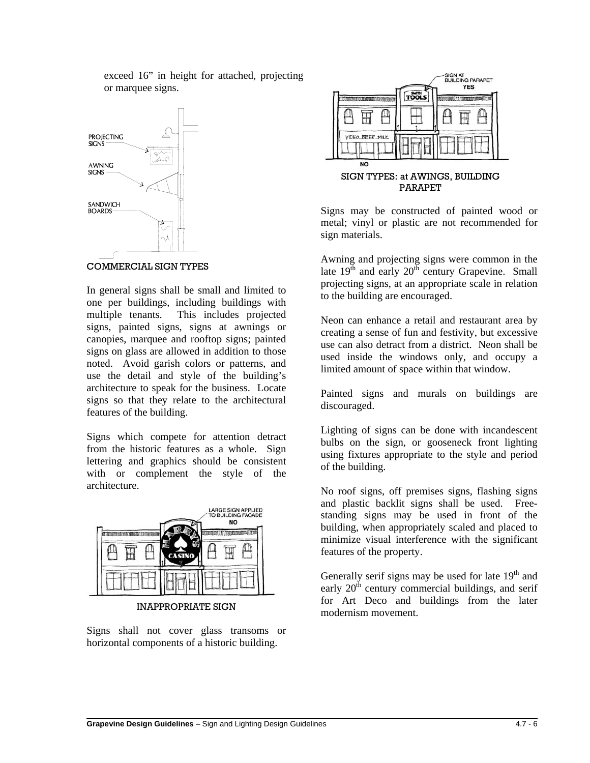exceed 16" in height for attached, projecting or marquee signs.

COMMERCIAL SIGN TYPES

In general signs shall be small and limited to one per buildings, including buildings with multiple tenants. This includes projected signs, painted signs, signs at awnings or canopies, marquee and rooftop signs; painted signs on glass are allowed in addition to those noted. Avoid garish colors or patterns, and use the detail and style of the building's architecture to speak for the business. Locate signs so that they relate to the architectural features of the building.

Signs which compete for attention detract from the historic features as a whole. Sign lettering and graphics should be consistent with or complement the style of the architecture.

INAPPROPRIATE SIGN

Signs shall not cover glass transoms or horizontal components of a historic building.

SIGN TYPES: at AWINGS, BUILDING PARAPET

Signs may be constructed of painted wood or metal; vinyl or plastic are not recommended for sign materials.

Awning and projecting signs were common in the late 19th and early 20th century Grapevine. Small projecting signs, at an appropriate scale in relation to the building are encouraged.

Neon can enhance a retail and restaurant area by creating a sense of fun and festivity, but excessive use can also detract from a district. Neon shall be used inside the windows only, and occupy a limited amount of space within that window.

Painted signs and murals on buildings are discouraged.

Lighting of signs can be done with incandescent bulbs on the sign, or gooseneck front lighting using fixtures appropriate to the style and period of the building.

No roof signs, off premises signs, flashing signs and plastic backlit signs shall be used. Free-standing signs may be used in front of the building, when appropriately scaled and placed to minimize visual interference with the significant features of the property.

Generally serif signs may be used for late 19th and early 20th century commercial buildings, and serif for Art Deco and buildings from the later modernism movement.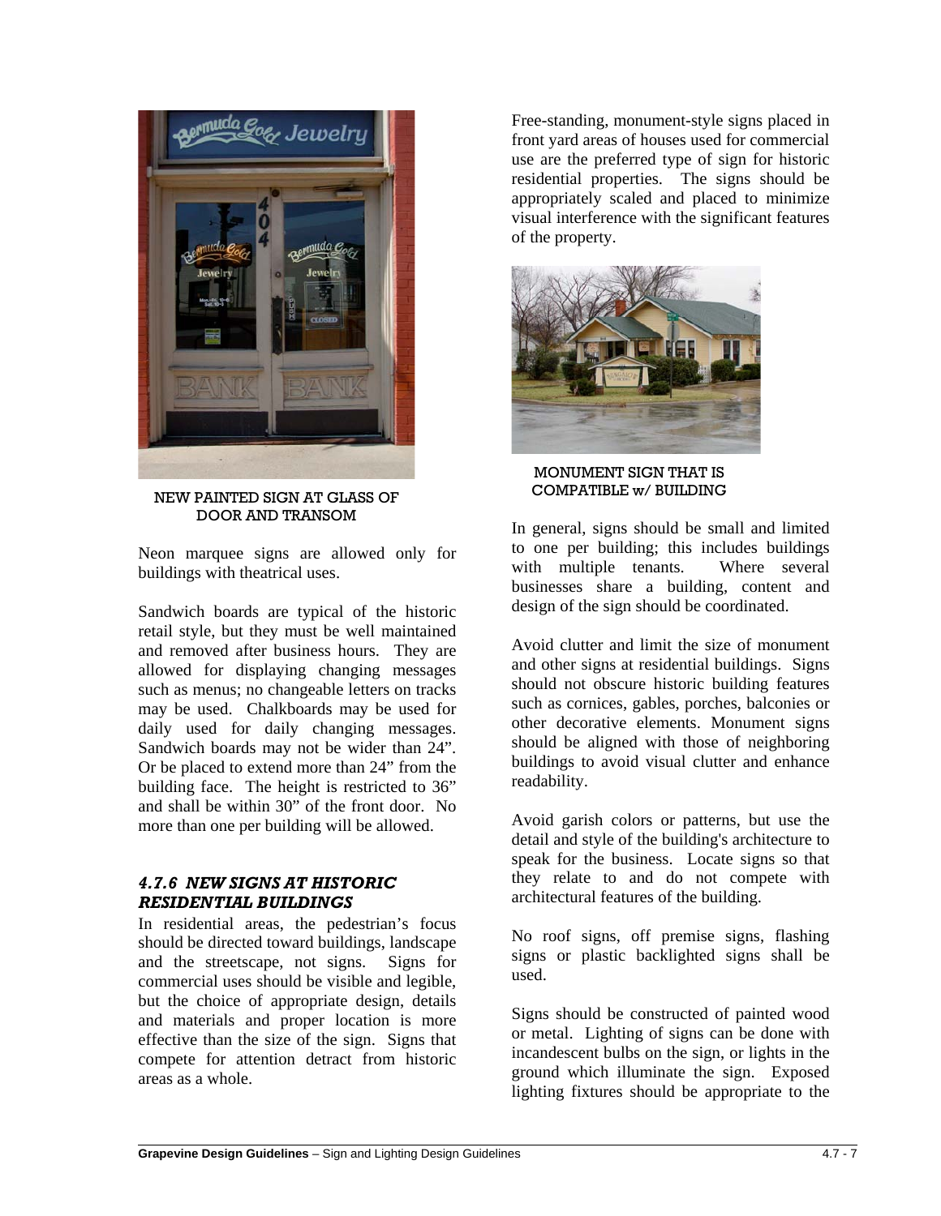NEW PAINTED SIGN AT GLASS OF DOOR AND TRANSOM

Neon marquee signs are allowed only for buildings with theatrical uses.

Sandwich boards are typical of the historic retail style, but they must be well maintained and removed after business hours. They are allowed for displaying changing messages such as menus; no changeable letters on tracks may be used. Chalkboards may be used for daily used for daily changing messages. Sandwich boards may not be wider than 24". Or be placed to extend more than 24" from the building face. The height is restricted to 36" and shall be within 30" of the front door. No more than one per building will be allowed.

### *4.7.6 NEW SIGNS AT HISTORIC RESIDENTIAL BUILDINGS*

In residential areas, the pedestrian's focus should be directed toward buildings, landscape and the streetscape, not signs. Signs for commercial uses should be visible and legible, but the choice of appropriate design, details and materials and proper location is more effective than the size of the sign. Signs that compete for attention detract from historic areas as a whole.

Free-standing, monument-style signs placed in front yard areas of houses used for commercial use are the preferred type of sign for historic residential properties. The signs should be appropriately scaled and placed to minimize visual interference with the significant features of the property.

MONUMENT SIGN THAT IS COMPATIBLE w/ BUILDING

In general, signs should be small and limited to one per building; this includes buildings with multiple tenants. Where several businesses share a building, content and design of the sign should be coordinated.

Avoid clutter and limit the size of monument and other signs at residential buildings. Signs should not obscure historic building features such as cornices, gables, porches, balconies or other decorative elements. Monument signs should be aligned with those of neighboring buildings to avoid visual clutter and enhance readability.

Avoid garish colors or patterns, but use the detail and style of the building's architecture to speak for the business. Locate signs so that they relate to and do not compete with architectural features of the building.

No roof signs, off premise signs, flashing signs or plastic backlighted signs shall be used.

Signs should be constructed of painted wood or metal. Lighting of signs can be done with incandescent bulbs on the sign, or lights in the ground which illuminate the sign. Exposed lighting fixtures should be appropriate to the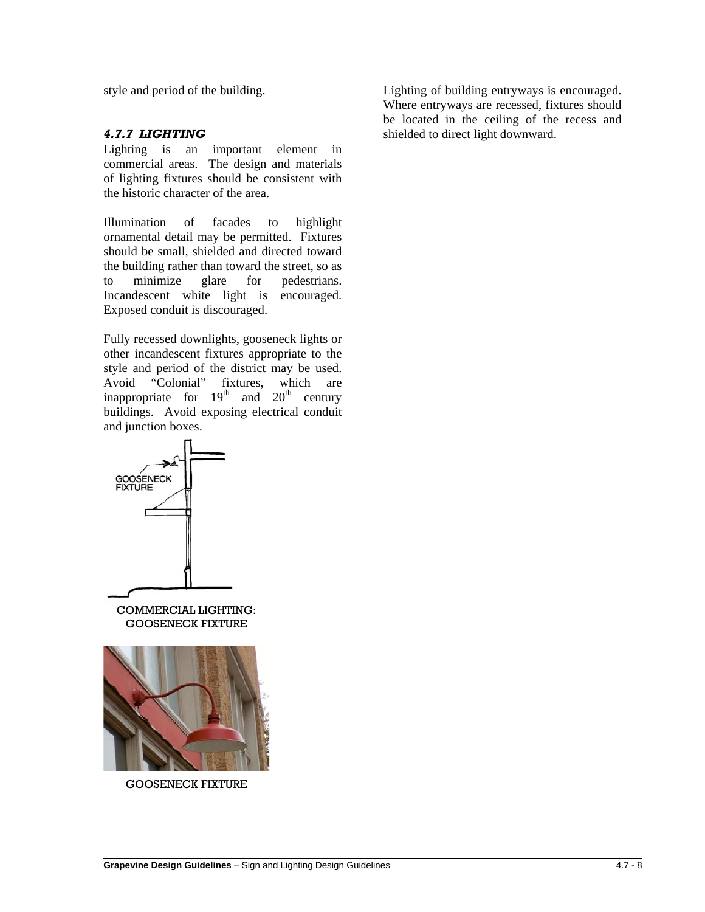style and period of the building.

### *4.7.7 LIGHTING*

Lighting is an important element in commercial areas. The design and materials of lighting fixtures should be consistent with the historic character of the area.

Illumination of facades to highlight ornamental detail may be permitted. Fixtures should be small, shielded and directed toward the building rather than toward the street, so as to minimize glare for pedestrians. Incandescent white light is encouraged. Exposed conduit is discouraged.

Fully recessed downlights, gooseneck lights or other incandescent fixtures appropriate to the style and period of the district may be used. Avoid "Colonial" fixtures, which are inappropriate for 19th and 20th century buildings. Avoid exposing electrical conduit and junction boxes.

GOOSENECK FIXTURE

COMMERCIAL LIGHTING: GOOSENECK FIXTURE

GOOSENECK FIXTURE

Lighting of building entryways is encouraged. Where entryways are recessed, fixtures should be located in the ceiling of the recess and shielded to direct light downward.